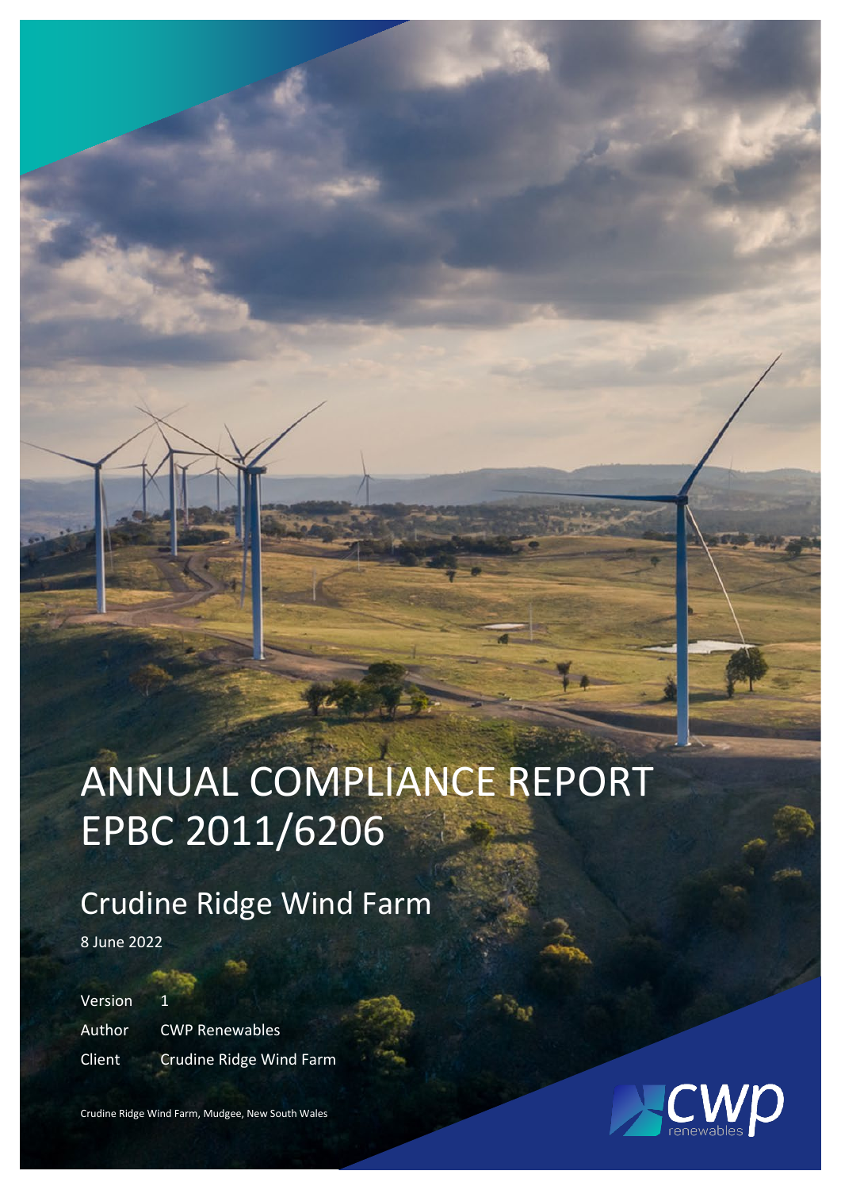# ANNUAL COMPLIANCE REPORT EPBC 2011/6206

## Crudine Ridge Wind Farm

8 June 2022

| | |
|---|---|
| Version | 1 |
| Author | CWP Renewables |
| Client | Crudine Ridge Wind Farm |

Crudine Ridge Wind Farm, Mudgee, New South Wales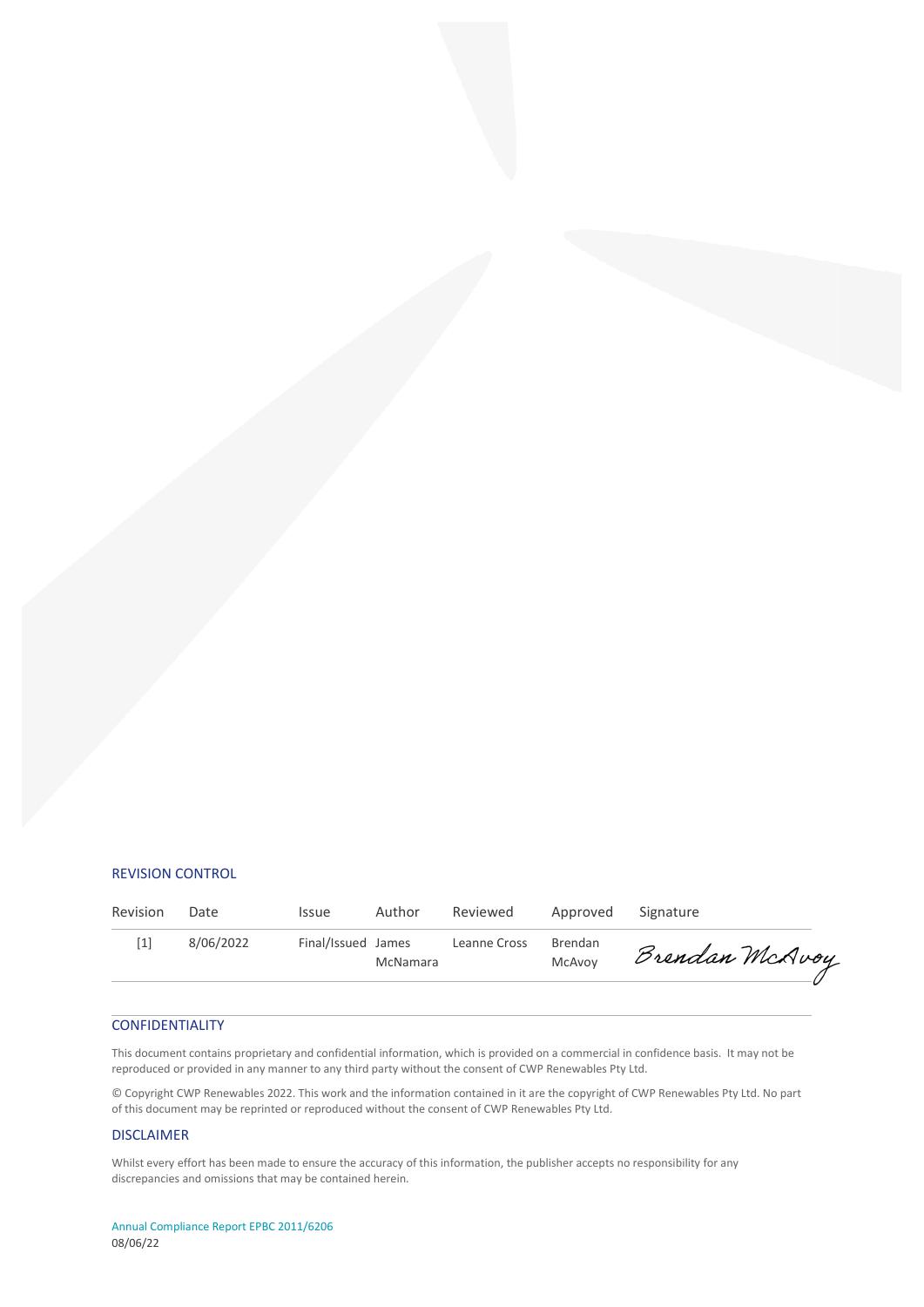## REVISION CONTROL

| Revision | Date | Issue | Author | Reviewed | Approved | Signature |
|---|---|---|---|---|---|---|
| [1] | 8/06/2022 | Final/Issued | James McNamara | Leanne Cross | Brendan McAvoy | Brendan McAvoy |

## CONFIDENTIALITY

This document contains proprietary and confidential information, which is provided on a commercial in confidence basis. It may not be reproduced or provided in any manner to any third party without the consent of CWP Renewables Pty Ltd.

© Copyright CWP Renewables 2022. This work and the information contained in it are the copyright of CWP Renewables Pty Ltd. No part of this document may be reprinted or reproduced without the consent of CWP Renewables Pty Ltd.

## DISCLAIMER

Whilst every effort has been made to ensure the accuracy of this information, the publisher accepts no responsibility for any discrepancies and omissions that may be contained herein.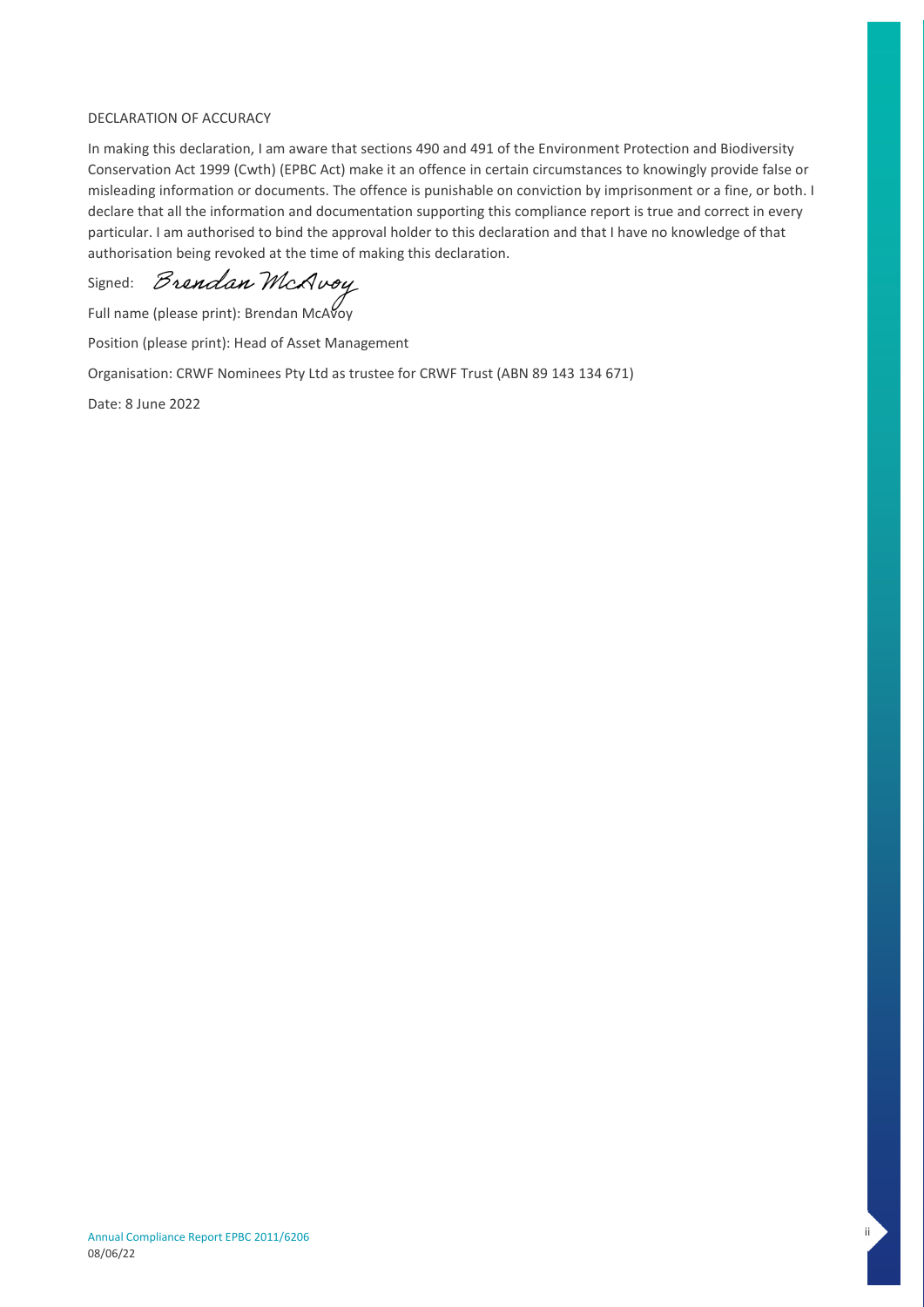DECLARATION OF ACCURACY

In making this declaration, I am aware that sections 490 and 491 of the Environment Protection and Biodiversity Conservation Act 1999 (Cwth) (EPBC Act) make it an offence in certain circumstances to knowingly provide false or misleading information or documents. The offence is punishable on conviction by imprisonment or a fine, or both. I declare that all the information and documentation supporting this compliance report is true and correct in every particular. I am authorised to bind the approval holder to this declaration and that I have no knowledge of that authorisation being revoked at the time of making this declaration.

Signed: Brendan McAvoy

Full name (please print): Brendan McAvoy

Position (please print): Head of Asset Management

Organisation: CRWF Nominees Pty Ltd as trustee for CRWF Trust (ABN 89 143 134 671)

Date: 8 June 2022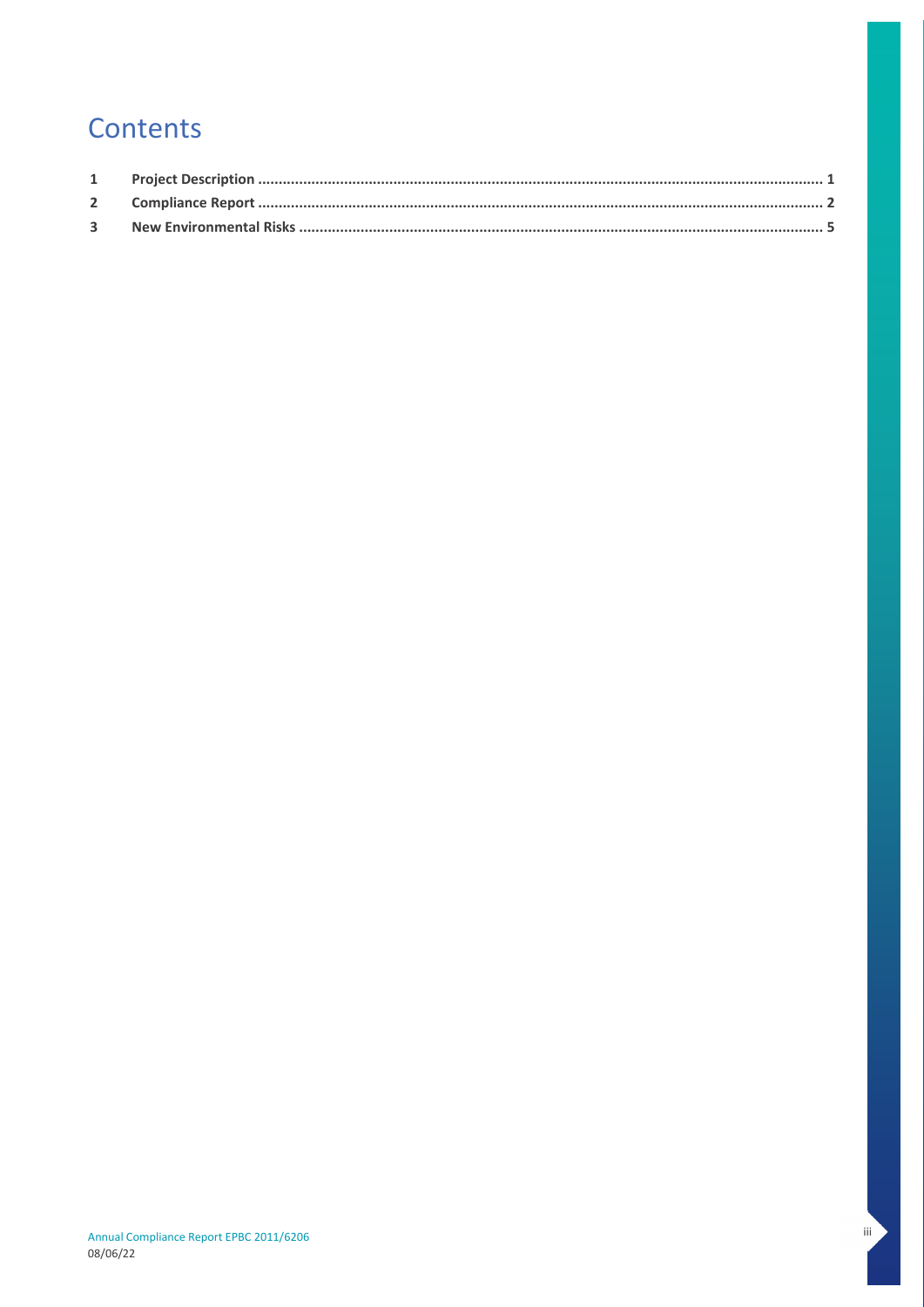# Contents

| | | |
|---|---|---|
| **1** | **Project Description** | **1** |
| **2** | **Compliance Report** | **2** |
| **3** | **New Environmental Risks** | **5** |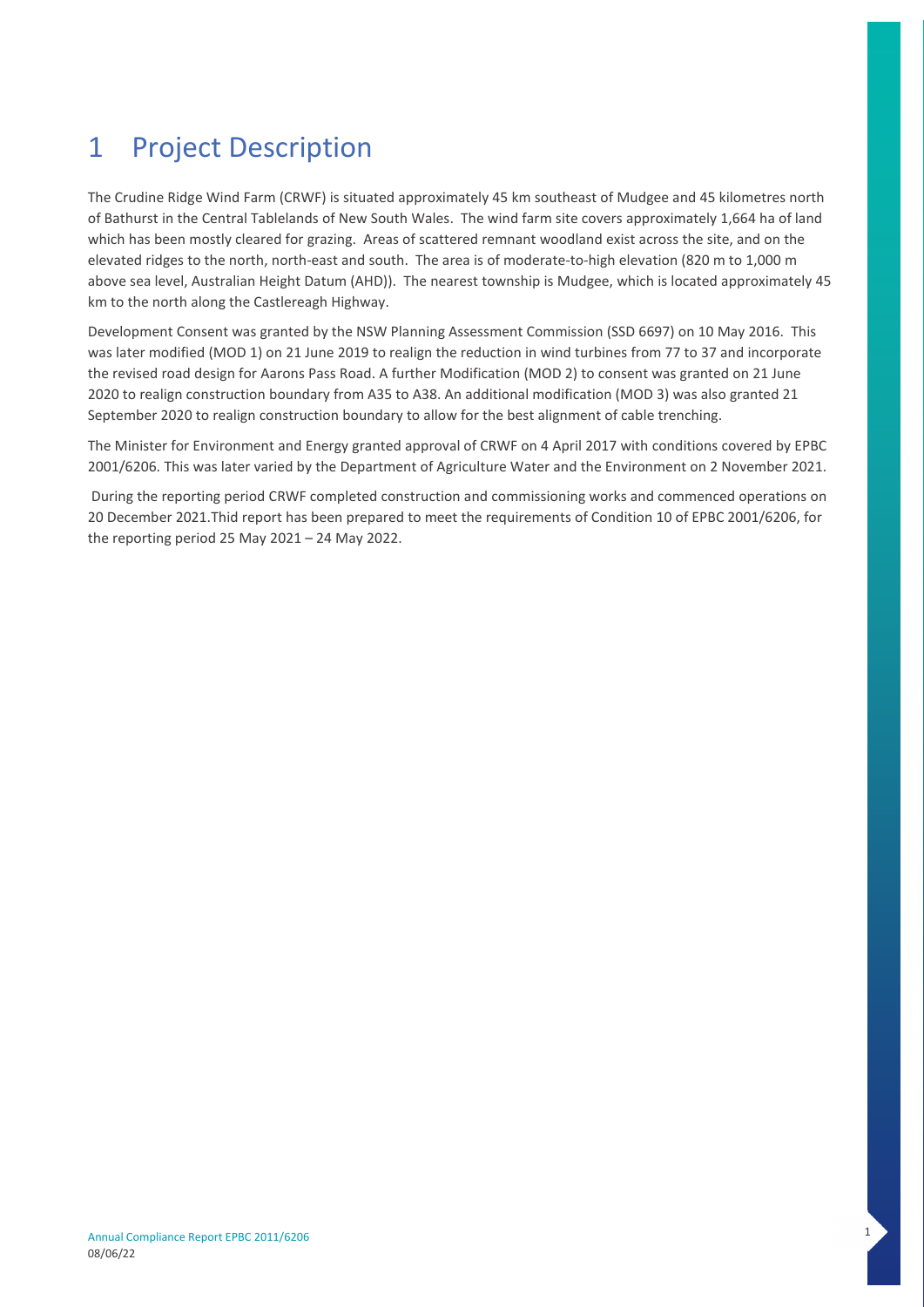# 1 Project Description

The Crudine Ridge Wind Farm (CRWF) is situated approximately 45 km southeast of Mudgee and 45 kilometres north of Bathurst in the Central Tablelands of New South Wales. The wind farm site covers approximately 1,664 ha of land which has been mostly cleared for grazing. Areas of scattered remnant woodland exist across the site, and on the elevated ridges to the north, north-east and south. The area is of moderate-to-high elevation (820 m to 1,000 m above sea level, Australian Height Datum (AHD)). The nearest township is Mudgee, which is located approximately 45 km to the north along the Castlereagh Highway.

Development Consent was granted by the NSW Planning Assessment Commission (SSD 6697) on 10 May 2016. This was later modified (MOD 1) on 21 June 2019 to realign the reduction in wind turbines from 77 to 37 and incorporate the revised road design for Aarons Pass Road. A further Modification (MOD 2) to consent was granted on 21 June 2020 to realign construction boundary from A35 to A38. An additional modification (MOD 3) was also granted 21 September 2020 to realign construction boundary to allow for the best alignment of cable trenching.

The Minister for Environment and Energy granted approval of CRWF on 4 April 2017 with conditions covered by EPBC 2001/6206. This was later varied by the Department of Agriculture Water and the Environment on 2 November 2021.

During the reporting period CRWF completed construction and commissioning works and commenced operations on 20 December 2021.Thid report has been prepared to meet the requirements of Condition 10 of EPBC 2001/6206, for the reporting period 25 May 2021 – 24 May 2022.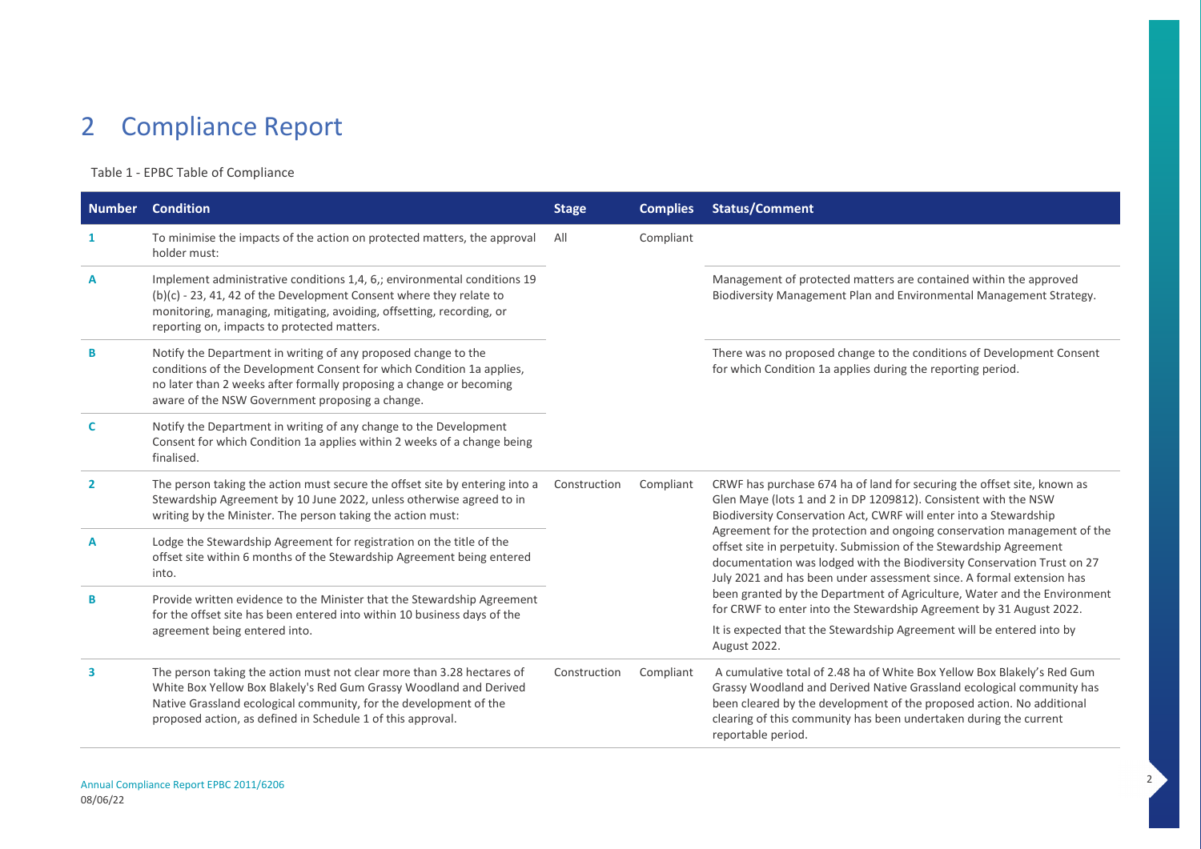# 2 Compliance Report

Table 1 - EPBC Table of Compliance

| Number | Condition | Stage | Complies | Status/Comment |
|---|---|---|---|---|
| 1 | To minimise the impacts of the action on protected matters, the approval holder must: | All | Compliant | |
| A | Implement administrative conditions 1,4, 6,; environmental conditions 19 (b)(c) - 23, 41, 42 of the Development Consent where they relate to monitoring, managing, mitigating, avoiding, offsetting, recording, or reporting on, impacts to protected matters. | | | Management of protected matters are contained within the approved Biodiversity Management Plan and Environmental Management Strategy. |
| B | Notify the Department in writing of any proposed change to the conditions of the Development Consent for which Condition 1a applies, no later than 2 weeks after formally proposing a change or becoming aware of the NSW Government proposing a change. | | | There was no proposed change to the conditions of Development Consent for which Condition 1a applies during the reporting period. |
| C | Notify the Department in writing of any change to the Development Consent for which Condition 1a applies within 2 weeks of a change being finalised. | | | |
| 2 | The person taking the action must secure the offset site by entering into a Stewardship Agreement by 10 June 2022, unless otherwise agreed to in writing by the Minister. The person taking the action must: | Construction | Compliant | CRWF has purchase 674 ha of land for securing the offset site, known as Glen Maye (lots 1 and 2 in DP 1209812). Consistent with the NSW Biodiversity Conservation Act, CWRF will enter into a Stewardship Agreement for the protection and ongoing conservation management of the offset site in perpetuity. Submission of the Stewardship Agreement documentation was lodged with the Biodiversity Conservation Trust on 27 July 2021 and has been under assessment since. A formal extension has been granted by the Department of Agriculture, Water and the Environment for CRWF to enter into the Stewardship Agreement by 31 August 2022.<br><br>It is expected that the Stewardship Agreement will be entered into by August 2022. |
| A | Lodge the Stewardship Agreement for registration on the title of the offset site within 6 months of the Stewardship Agreement being entered into. | | | |
| B | Provide written evidence to the Minister that the Stewardship Agreement for the offset site has been entered into within 10 business days of the agreement being entered into. | | | |
| 3 | The person taking the action must not clear more than 3.28 hectares of White Box Yellow Box Blakely's Red Gum Grassy Woodland and Derived Native Grassland ecological community, for the development of the proposed action, as defined in Schedule 1 of this approval. | Construction | Compliant | A cumulative total of 2.48 ha of White Box Yellow Box Blakely's Red Gum Grassy Woodland and Derived Native Grassland ecological community has been cleared by the development of the proposed action. No additional clearing of this community has been undertaken during the current reportable period. |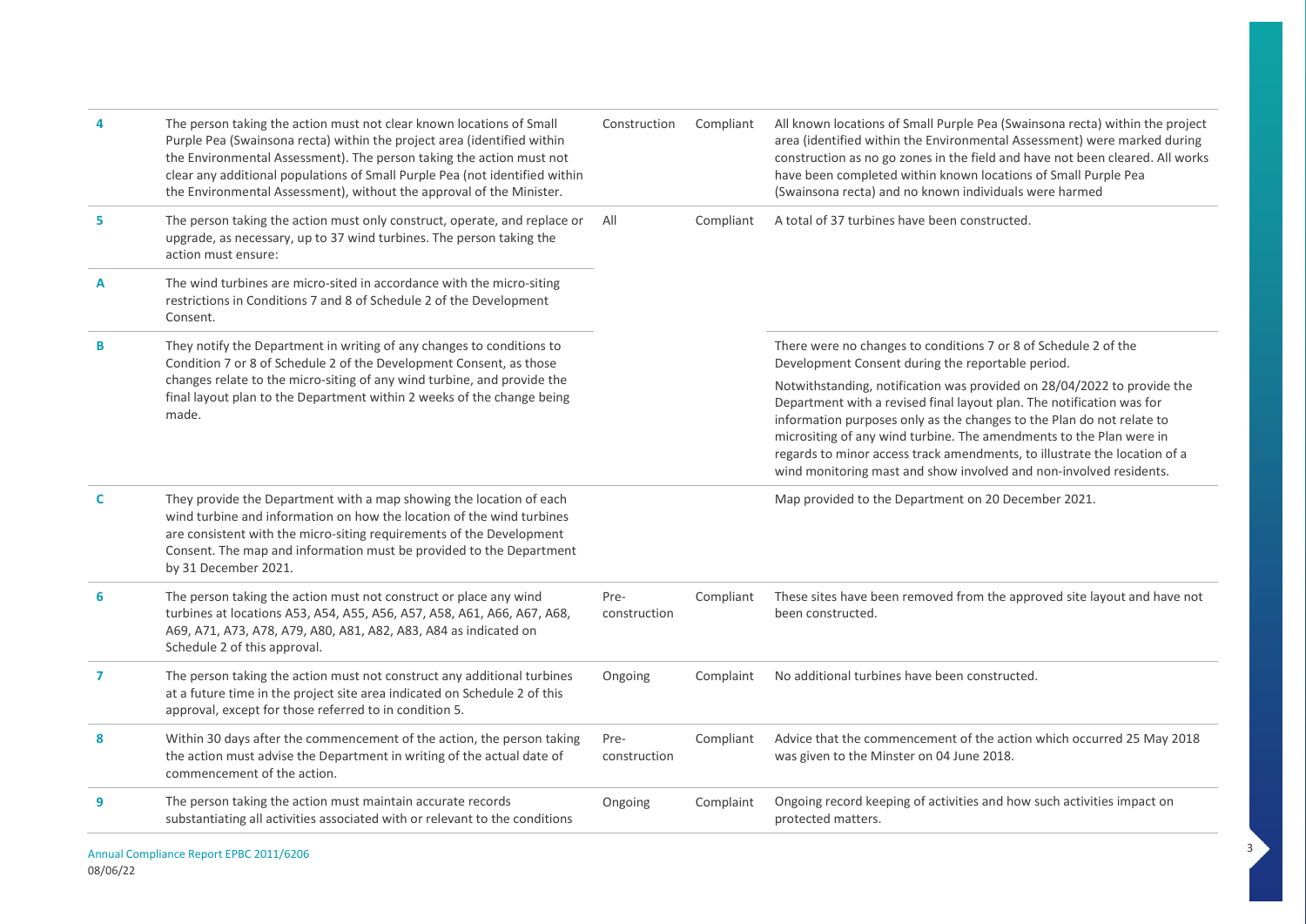| | | | | |
|---|---|---|---|---|
| **4** | The person taking the action must not clear known locations of Small Purple Pea (Swainsona recta) within the project area (identified within the Environmental Assessment). The person taking the action must not clear any additional populations of Small Purple Pea (not identified within the Environmental Assessment), without the approval of the Minister. | Construction | Compliant | All known locations of Small Purple Pea (Swainsona recta) within the project area (identified within the Environmental Assessment) were marked during construction as no go zones in the field and have not been cleared. All works have been completed within known locations of Small Purple Pea (Swainsona recta) and no known individuals were harmed |
| **5** | The person taking the action must only construct, operate, and replace or upgrade, as necessary, up to 37 wind turbines. The person taking the action must ensure: | All | Compliant | A total of 37 turbines have been constructed. |
| **A** | The wind turbines are micro-sited in accordance with the micro-siting restrictions in Conditions 7 and 8 of Schedule 2 of the Development Consent. | | | |
| **B** | They notify the Department in writing of any changes to conditions to Condition 7 or 8 of Schedule 2 of the Development Consent, as those changes relate to the micro-siting of any wind turbine, and provide the final layout plan to the Department within 2 weeks of the change being made. | | | There were no changes to conditions 7 or 8 of Schedule 2 of the Development Consent during the reportable period.<br><br>Notwithstanding, notification was provided on 28/04/2022 to provide the Department with a revised final layout plan. The notification was for information purposes only as the changes to the Plan do not relate to micrositing of any wind turbine. The amendments to the Plan were in regards to minor access track amendments, to illustrate the location of a wind monitoring mast and show involved and non-involved residents. |
| **C** | They provide the Department with a map showing the location of each wind turbine and information on how the location of the wind turbines are consistent with the micro-siting requirements of the Development Consent. The map and information must be provided to the Department by 31 December 2021. | | | Map provided to the Department on 20 December 2021. |
| **6** | The person taking the action must not construct or place any wind turbines at locations A53, A54, A55, A56, A57, A58, A61, A66, A67, A68, A69, A71, A73, A78, A79, A80, A81, A82, A83, A84 as indicated on Schedule 2 of this approval. | Pre-construction | Compliant | These sites have been removed from the approved site layout and have not been constructed. |
| **7** | The person taking the action must not construct any additional turbines at a future time in the project site area indicated on Schedule 2 of this approval, except for those referred to in condition 5. | Ongoing | Complaint | No additional turbines have been constructed. |
| **8** | Within 30 days after the commencement of the action, the person taking the action must advise the Department in writing of the actual date of commencement of the action. | Pre-construction | Compliant | Advice that the commencement of the action which occurred 25 May 2018 was given to the Minster on 04 June 2018. |
| **9** | The person taking the action must maintain accurate records substantiating all activities associated with or relevant to the conditions | Ongoing | Complaint | Ongoing record keeping of activities and how such activities impact on protected matters. |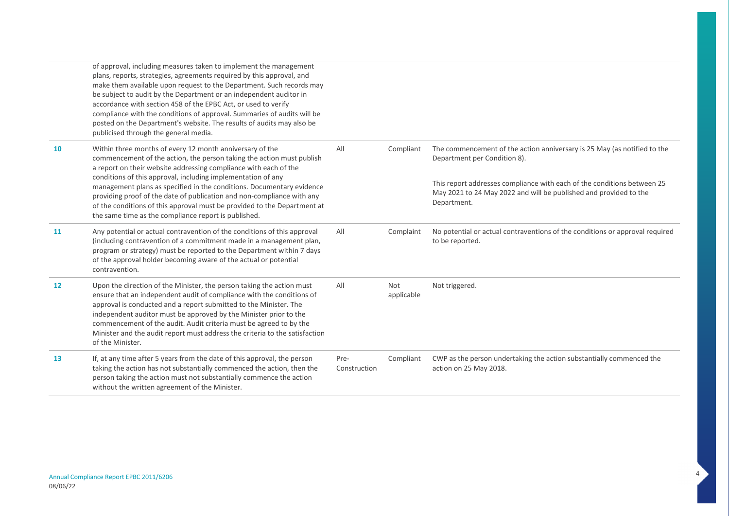| | | | | |
|---|---|---|---|---|
| | of approval, including measures taken to implement the management plans, reports, strategies, agreements required by this approval, and make them available upon request to the Department. Such records may be subject to audit by the Department or an independent auditor in accordance with section 458 of the EPBC Act, or used to verify compliance with the conditions of approval. Summaries of audits will be posted on the Department's website. The results of audits may also be publicised through the general media. | | | |
| **10** | Within three months of every 12 month anniversary of the commencement of the action, the person taking the action must publish a report on their website addressing compliance with each of the conditions of this approval, including implementation of any management plans as specified in the conditions. Documentary evidence providing proof of the date of publication and non-compliance with any of the conditions of this approval must be provided to the Department at the same time as the compliance report is published. | All | Compliant | The commencement of the action anniversary is 25 May (as notified to the Department per Condition 8).<br><br>This report addresses compliance with each of the conditions between 25 May 2021 to 24 May 2022 and will be published and provided to the Department. |
| **11** | Any potential or actual contravention of the conditions of this approval (including contravention of a commitment made in a management plan, program or strategy) must be reported to the Department within 7 days of the approval holder becoming aware of the actual or potential contravention. | All | Complaint | No potential or actual contraventions of the conditions or approval required to be reported. |
| **12** | Upon the direction of the Minister, the person taking the action must ensure that an independent audit of compliance with the conditions of approval is conducted and a report submitted to the Minister. The independent auditor must be approved by the Minister prior to the commencement of the audit. Audit criteria must be agreed to by the Minister and the audit report must address the criteria to the satisfaction of the Minister. | All | Not applicable | Not triggered. |
| **13** | If, at any time after 5 years from the date of this approval, the person taking the action has not substantially commenced the action, then the person taking the action must not substantially commence the action without the written agreement of the Minister. | Pre-Construction | Compliant | CWP as the person undertaking the action substantially commenced the action on 25 May 2018. |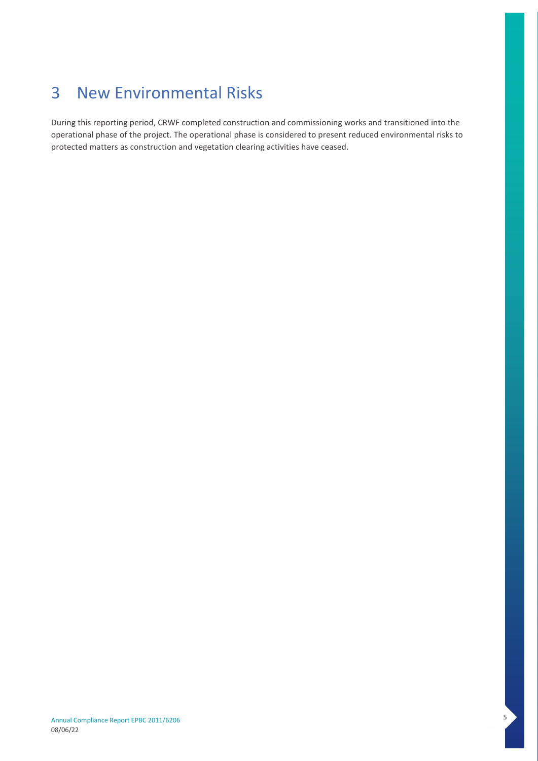# 3 New Environmental Risks

During this reporting period, CRWF completed construction and commissioning works and transitioned into the operational phase of the project. The operational phase is considered to present reduced environmental risks to protected matters as construction and vegetation clearing activities have ceased.